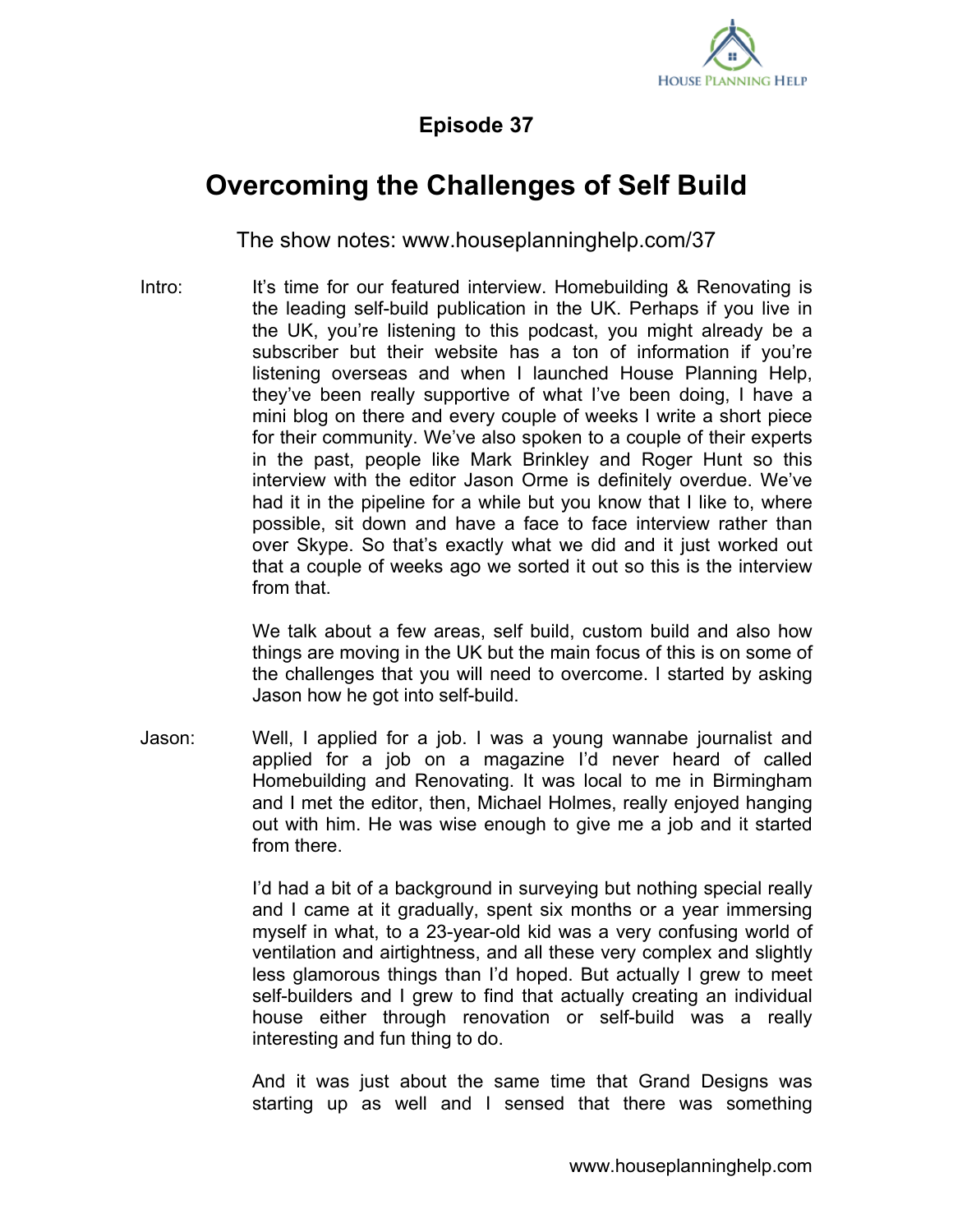Episode 37

# Overcoming the Challenges of Self Build

The show notes: www.houseplanninghelp.com/37

Intro: It's time for our featured interview. Homebuilding & Renovating is the leading self-build publication in the UK. Perhaps if you live in the UK, you're listening to this podcast, you might already be a subscriber but their website has a ton of information if you're listening overseas and when I launched House Planning Help, they've been really supportive of what I've been doing, I have a mini blog on there and every couple of weeks I write a short piece for their community. We've also spoken to a couple of their experts in the past, people like Mark Brinkley and Roger Hunt so this interview with the editor Jason Orme is definitely overdue. We've had it in the pipeline for a while but you know that I like to, where possible, sit down and have a face to face interview rather than over Skype. So that's exactly what we did and it just worked out that a couple of weeks ago we sorted it out so this is the interview from that.

We talk about a few areas, self build, custom build and also how things are moving in the UK but the main focus of this is on some of the challenges that you will need to overcome. I started by asking Jason how he got into self-build.

Jason: Well, I applied for a job. I was a young wannabe journalist and applied for a job on a magazine I'd never heard of called Homebuilding and Renovating. It was local to me in Birmingham and I met the editor, then, Michael Holmes, really enjoyed hanging out with him. He was wise enough to give me a job and it started from there.

I'd had a bit of a background in surveying but nothing special really and I came at it gradually, spent six months or a year immersing myself in what, to a 23-year-old kid was a very confusing world of ventilation and airtightness, and all these very complex and slightly less glamorous things than I'd hoped. But actually I grew to meet self-builders and I grew to find that actually creating an individual house either through renovation or self-build was a really interesting and fun thing to do.

And it was just about the same time that Grand Designs was starting up as well and I sensed that there was something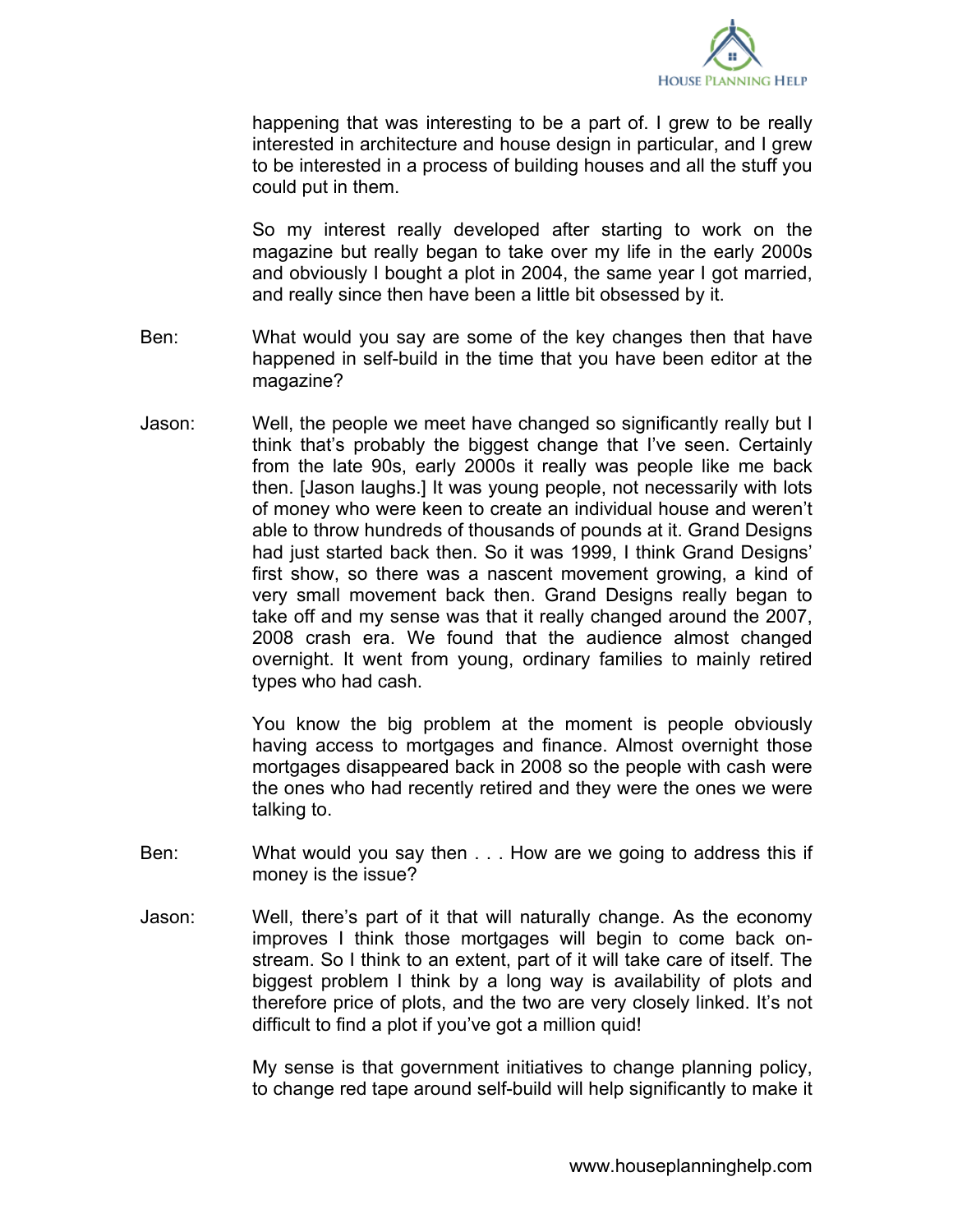happening that was interesting to be a part of. I grew to be really interested in architecture and house design in particular, and I grew to be interested in a process of building houses and all the stuff you could put in them.

So my interest really developed after starting to work on the magazine but really began to take over my life in the early 2000s and obviously I bought a plot in 2004, the same year I got married, and really since then have been a little bit obsessed by it.

Ben: What would you say are some of the key changes then that have happened in self-build in the time that you have been editor at the magazine?

Jason: Well, the people we meet have changed so significantly really but I think that's probably the biggest change that I've seen. Certainly from the late 90s, early 2000s it really was people like me back then. [Jason laughs.] It was young people, not necessarily with lots of money who were keen to create an individual house and weren't able to throw hundreds of thousands of pounds at it. Grand Designs had just started back then. So it was 1999, I think Grand Designs' first show, so there was a nascent movement growing, a kind of very small movement back then. Grand Designs really began to take off and my sense was that it really changed around the 2007, 2008 crash era. We found that the audience almost changed overnight. It went from young, ordinary families to mainly retired types who had cash.

You know the big problem at the moment is people obviously having access to mortgages and finance. Almost overnight those mortgages disappeared back in 2008 so the people with cash were the ones who had recently retired and they were the ones we were talking to.

Ben: What would you say then . . . How are we going to address this if money is the issue?

Jason: Well, there's part of it that will naturally change. As the economy improves I think those mortgages will begin to come back on-stream. So I think to an extent, part of it will take care of itself. The biggest problem I think by a long way is availability of plots and therefore price of plots, and the two are very closely linked. It's not difficult to find a plot if you've got a million quid!

My sense is that government initiatives to change planning policy, to change red tape around self-build will help significantly to make it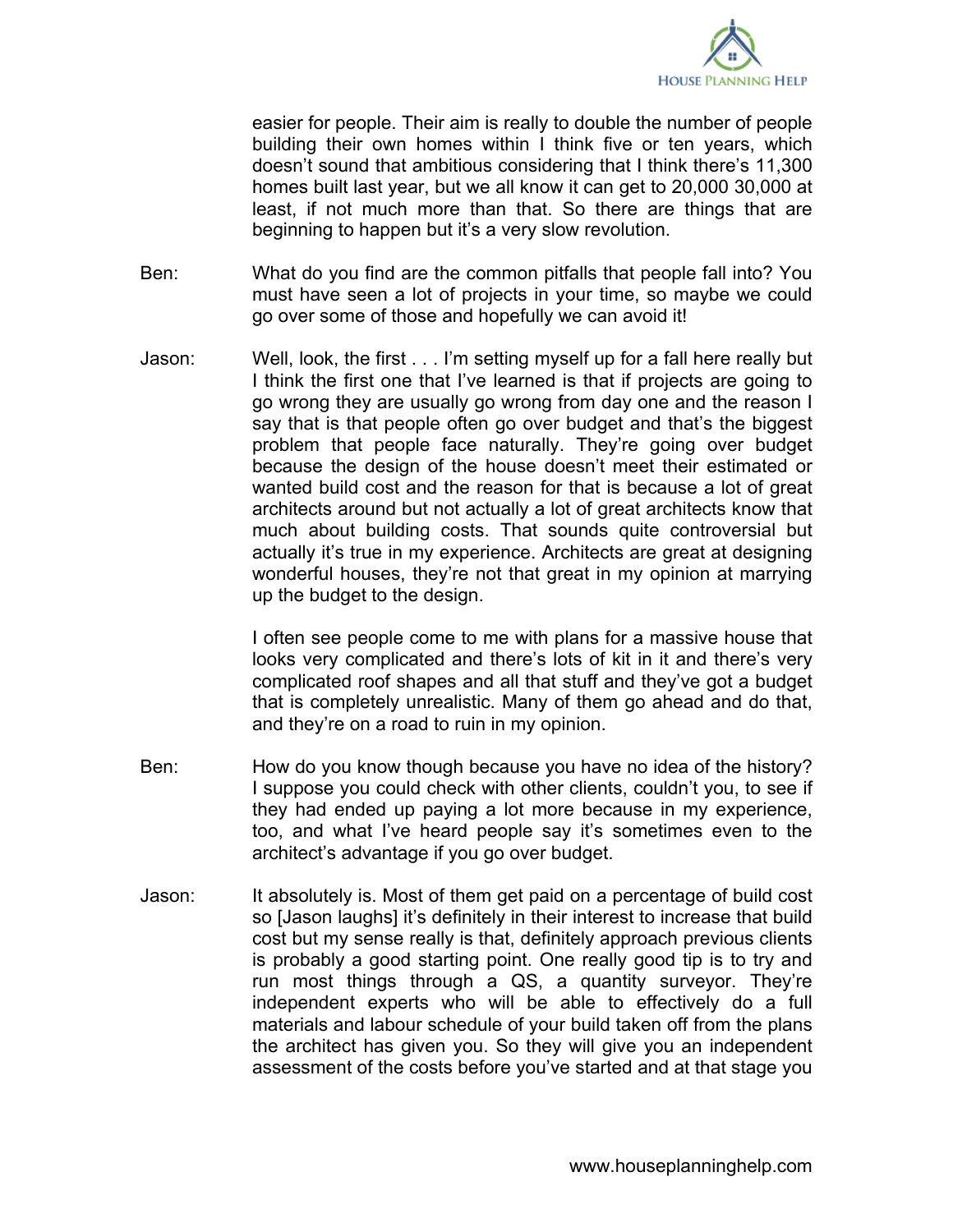easier for people. Their aim is really to double the number of people building their own homes within I think five or ten years, which doesn't sound that ambitious considering that I think there's 11,300 homes built last year, but we all know it can get to 20,000 30,000 at least, if not much more than that. So there are things that are beginning to happen but it's a very slow revolution.

Ben: What do you find are the common pitfalls that people fall into? You must have seen a lot of projects in your time, so maybe we could go over some of those and hopefully we can avoid it!

Jason: Well, look, the first . . . I'm setting myself up for a fall here really but I think the first one that I've learned is that if projects are going to go wrong they are usually go wrong from day one and the reason I say that is that people often go over budget and that's the biggest problem that people face naturally. They're going over budget because the design of the house doesn't meet their estimated or wanted build cost and the reason for that is because a lot of great architects around but not actually a lot of great architects know that much about building costs. That sounds quite controversial but actually it's true in my experience. Architects are great at designing wonderful houses, they're not that great in my opinion at marrying up the budget to the design.

I often see people come to me with plans for a massive house that looks very complicated and there's lots of kit in it and there's very complicated roof shapes and all that stuff and they've got a budget that is completely unrealistic. Many of them go ahead and do that, and they're on a road to ruin in my opinion.

Ben: How do you know though because you have no idea of the history? I suppose you could check with other clients, couldn't you, to see if they had ended up paying a lot more because in my experience, too, and what I've heard people say it's sometimes even to the architect's advantage if you go over budget.

Jason: It absolutely is. Most of them get paid on a percentage of build cost so [Jason laughs] it's definitely in their interest to increase that build cost but my sense really is that, definitely approach previous clients is probably a good starting point. One really good tip is to try and run most things through a QS, a quantity surveyor. They're independent experts who will be able to effectively do a full materials and labour schedule of your build taken off from the plans the architect has given you. So they will give you an independent assessment of the costs before you've started and at that stage you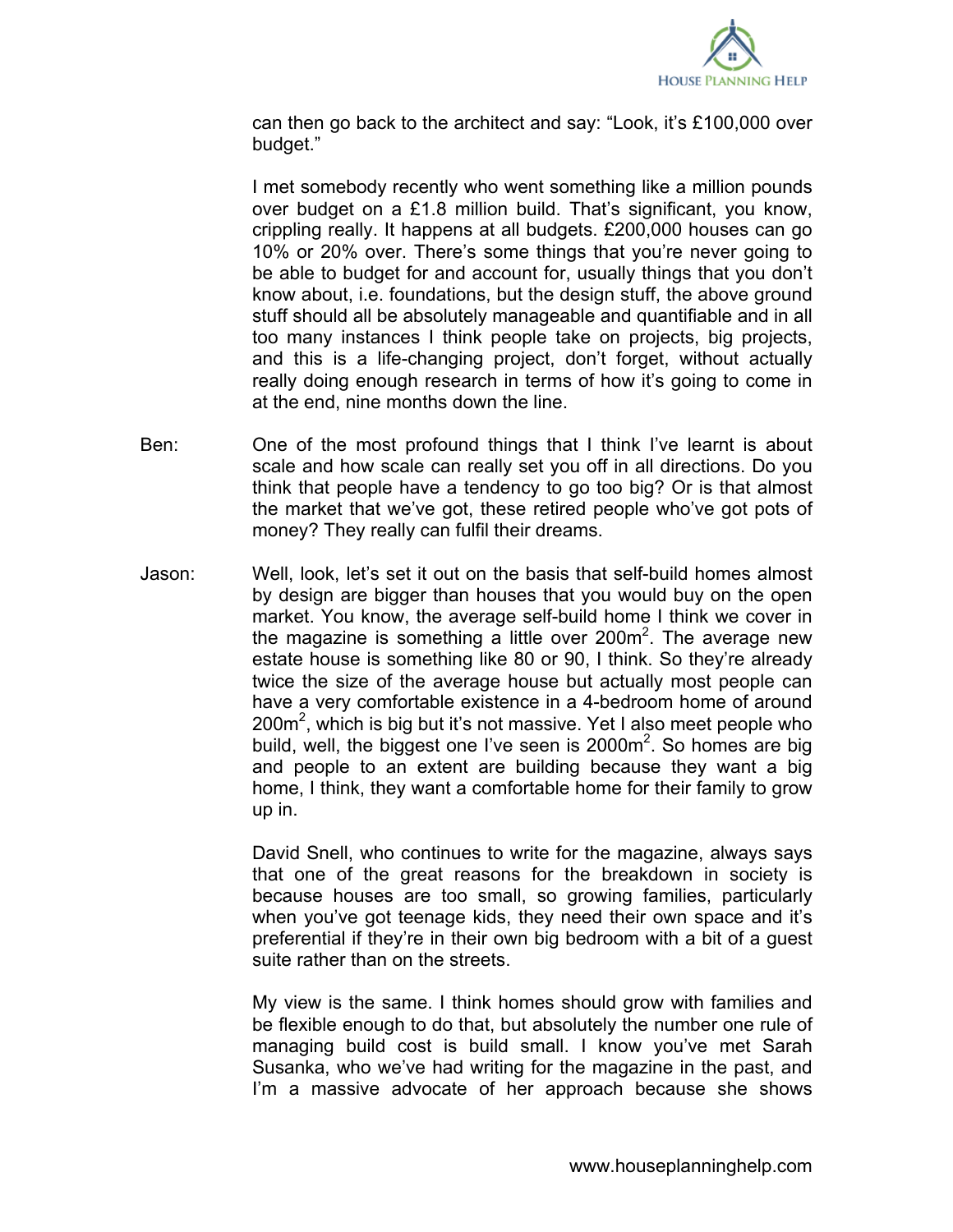can then go back to the architect and say: "Look, it's £100,000 over budget."

I met somebody recently who went something like a million pounds over budget on a £1.8 million build. That's significant, you know, crippling really. It happens at all budgets. £200,000 houses can go 10% or 20% over. There's some things that you're never going to be able to budget for and account for, usually things that you don't know about, i.e. foundations, but the design stuff, the above ground stuff should all be absolutely manageable and quantifiable and in all too many instances I think people take on projects, big projects, and this is a life-changing project, don't forget, without actually really doing enough research in terms of how it's going to come in at the end, nine months down the line.

**Ben:** One of the most profound things that I think I've learnt is about scale and how scale can really set you off in all directions. Do you think that people have a tendency to go too big? Or is that almost the market that we've got, these retired people who've got pots of money? They really can fulfil their dreams.

**Jason:** Well, look, let's set it out on the basis that self-build homes almost by design are bigger than houses that you would buy on the open market. You know, the average self-build home I think we cover in the magazine is something a little over 200m$^2$. The average new estate house is something like 80 or 90, I think. So they're already twice the size of the average house but actually most people can have a very comfortable existence in a 4-bedroom home of around 200m$^2$, which is big but it's not massive. Yet I also meet people who build, well, the biggest one I've seen is 2000m$^2$. So homes are big and people to an extent are building because they want a big home, I think, they want a comfortable home for their family to grow up in.

David Snell, who continues to write for the magazine, always says that one of the great reasons for the breakdown in society is because houses are too small, so growing families, particularly when you've got teenage kids, they need their own space and it's preferential if they're in their own big bedroom with a bit of a guest suite rather than on the streets.

My view is the same. I think homes should grow with families and be flexible enough to do that, but absolutely the number one rule of managing build cost is build small. I know you've met Sarah Susanka, who we've had writing for the magazine in the past, and I'm a massive advocate of her approach because she shows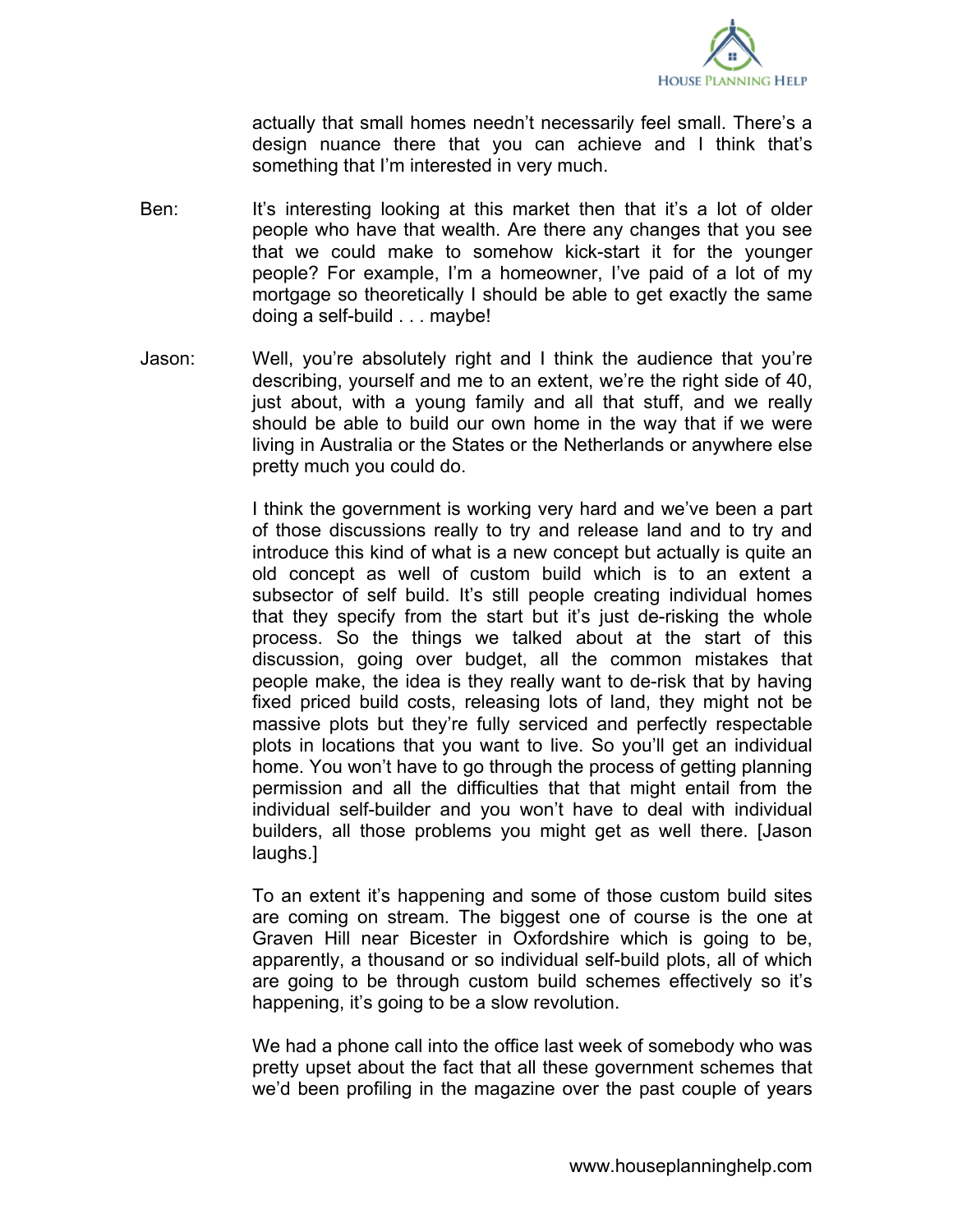actually that small homes needn't necessarily feel small. There's a design nuance there that you can achieve and I think that's something that I'm interested in very much.

Ben: It's interesting looking at this market then that it's a lot of older people who have that wealth. Are there any changes that you see that we could make to somehow kick-start it for the younger people? For example, I'm a homeowner, I've paid of a lot of my mortgage so theoretically I should be able to get exactly the same doing a self-build . . . maybe!

Jason: Well, you're absolutely right and I think the audience that you're describing, yourself and me to an extent, we're the right side of 40, just about, with a young family and all that stuff, and we really should be able to build our own home in the way that if we were living in Australia or the States or the Netherlands or anywhere else pretty much you could do.

I think the government is working very hard and we've been a part of those discussions really to try and release land and to try and introduce this kind of what is a new concept but actually is quite an old concept as well of custom build which is to an extent a subsector of self build. It's still people creating individual homes that they specify from the start but it's just de-risking the whole process. So the things we talked about at the start of this discussion, going over budget, all the common mistakes that people make, the idea is they really want to de-risk that by having fixed priced build costs, releasing lots of land, they might not be massive plots but they're fully serviced and perfectly respectable plots in locations that you want to live. So you'll get an individual home. You won't have to go through the process of getting planning permission and all the difficulties that that might entail from the individual self-builder and you won't have to deal with individual builders, all those problems you might get as well there. [Jason laughs.]

To an extent it's happening and some of those custom build sites are coming on stream. The biggest one of course is the one at Graven Hill near Bicester in Oxfordshire which is going to be, apparently, a thousand or so individual self-build plots, all of which are going to be through custom build schemes effectively so it's happening, it's going to be a slow revolution.

We had a phone call into the office last week of somebody who was pretty upset about the fact that all these government schemes that we'd been profiling in the magazine over the past couple of years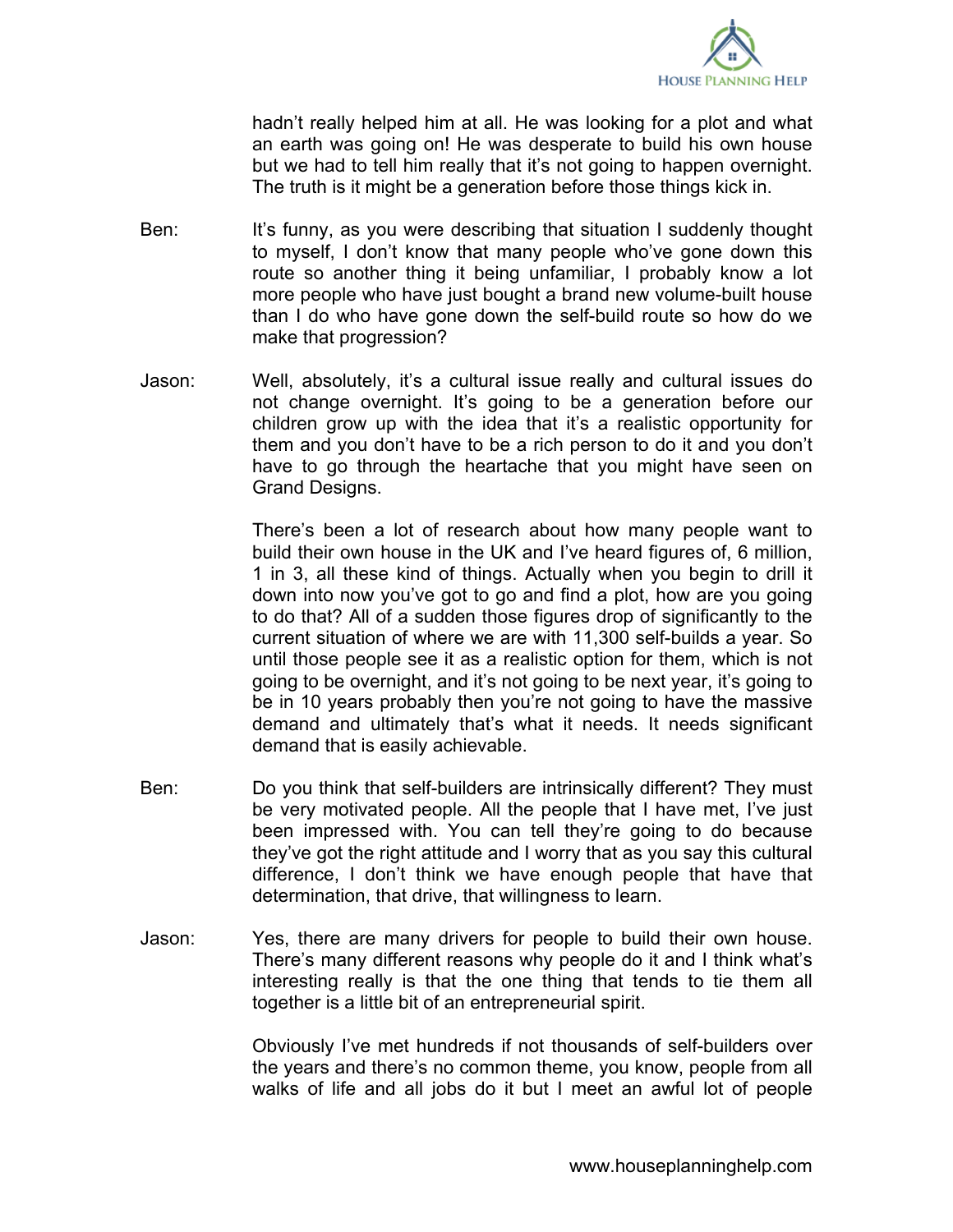hadn't really helped him at all. He was looking for a plot and what an earth was going on! He was desperate to build his own house but we had to tell him really that it's not going to happen overnight. The truth is it might be a generation before those things kick in.

Ben: It's funny, as you were describing that situation I suddenly thought to myself, I don't know that many people who've gone down this route so another thing it being unfamiliar, I probably know a lot more people who have just bought a brand new volume-built house than I do who have gone down the self-build route so how do we make that progression?

Jason: Well, absolutely, it's a cultural issue really and cultural issues do not change overnight. It's going to be a generation before our children grow up with the idea that it's a realistic opportunity for them and you don't have to be a rich person to do it and you don't have to go through the heartache that you might have seen on Grand Designs.

There's been a lot of research about how many people want to build their own house in the UK and I've heard figures of, 6 million, 1 in 3, all these kind of things. Actually when you begin to drill it down into now you've got to go and find a plot, how are you going to do that? All of a sudden those figures drop of significantly to the current situation of where we are with 11,300 self-builds a year. So until those people see it as a realistic option for them, which is not going to be overnight, and it's not going to be next year, it's going to be in 10 years probably then you're not going to have the massive demand and ultimately that's what it needs. It needs significant demand that is easily achievable.

Ben: Do you think that self-builders are intrinsically different? They must be very motivated people. All the people that I have met, I've just been impressed with. You can tell they're going to do because they've got the right attitude and I worry that as you say this cultural difference, I don't think we have enough people that have that determination, that drive, that willingness to learn.

Jason: Yes, there are many drivers for people to build their own house. There's many different reasons why people do it and I think what's interesting really is that the one thing that tends to tie them all together is a little bit of an entrepreneurial spirit.

Obviously I've met hundreds if not thousands of self-builders over the years and there's no common theme, you know, people from all walks of life and all jobs do it but I meet an awful lot of people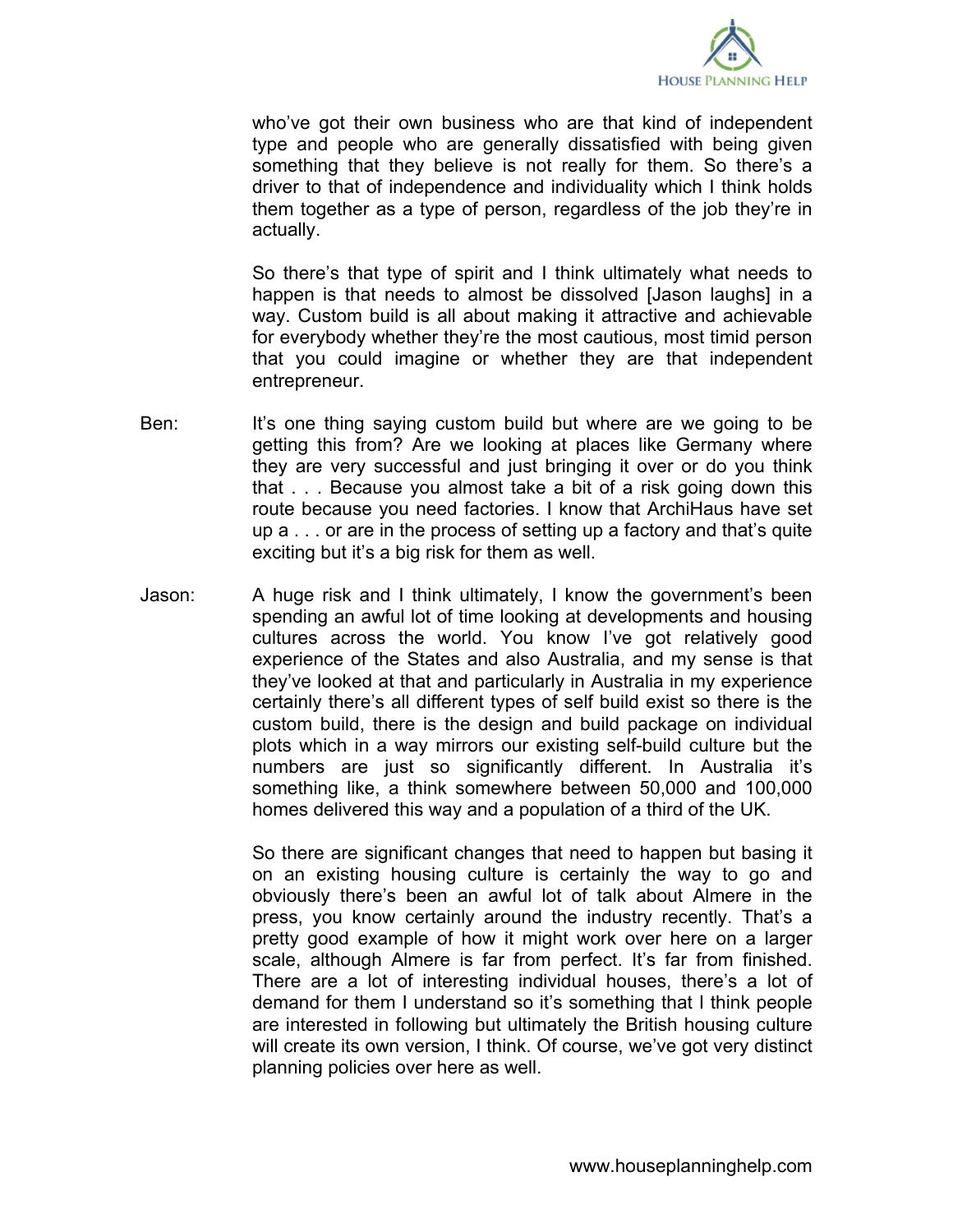who've got their own business who are that kind of independent type and people who are generally dissatisfied with being given something that they believe is not really for them. So there's a driver to that of independence and individuality which I think holds them together as a type of person, regardless of the job they're in actually.

So there's that type of spirit and I think ultimately what needs to happen is that needs to almost be dissolved [Jason laughs] in a way. Custom build is all about making it attractive and achievable for everybody whether they're the most cautious, most timid person that you could imagine or whether they are that independent entrepreneur.

Ben: It's one thing saying custom build but where are we going to be getting this from? Are we looking at places like Germany where they are very successful and just bringing it over or do you think that . . . Because you almost take a bit of a risk going down this route because you need factories. I know that ArchiHaus have set up a . . . or are in the process of setting up a factory and that's quite exciting but it's a big risk for them as well.

Jason: A huge risk and I think ultimately, I know the government's been spending an awful lot of time looking at developments and housing cultures across the world. You know I've got relatively good experience of the States and also Australia, and my sense is that they've looked at that and particularly in Australia in my experience certainly there's all different types of self build exist so there is the custom build, there is the design and build package on individual plots which in a way mirrors our existing self-build culture but the numbers are just so significantly different. In Australia it's something like, a think somewhere between 50,000 and 100,000 homes delivered this way and a population of a third of the UK.

So there are significant changes that need to happen but basing it on an existing housing culture is certainly the way to go and obviously there's been an awful lot of talk about Almere in the press, you know certainly around the industry recently. That's a pretty good example of how it might work over here on a larger scale, although Almere is far from perfect. It's far from finished. There are a lot of interesting individual houses, there's a lot of demand for them I understand so it's something that I think people are interested in following but ultimately the British housing culture will create its own version, I think. Of course, we've got very distinct planning policies over here as well.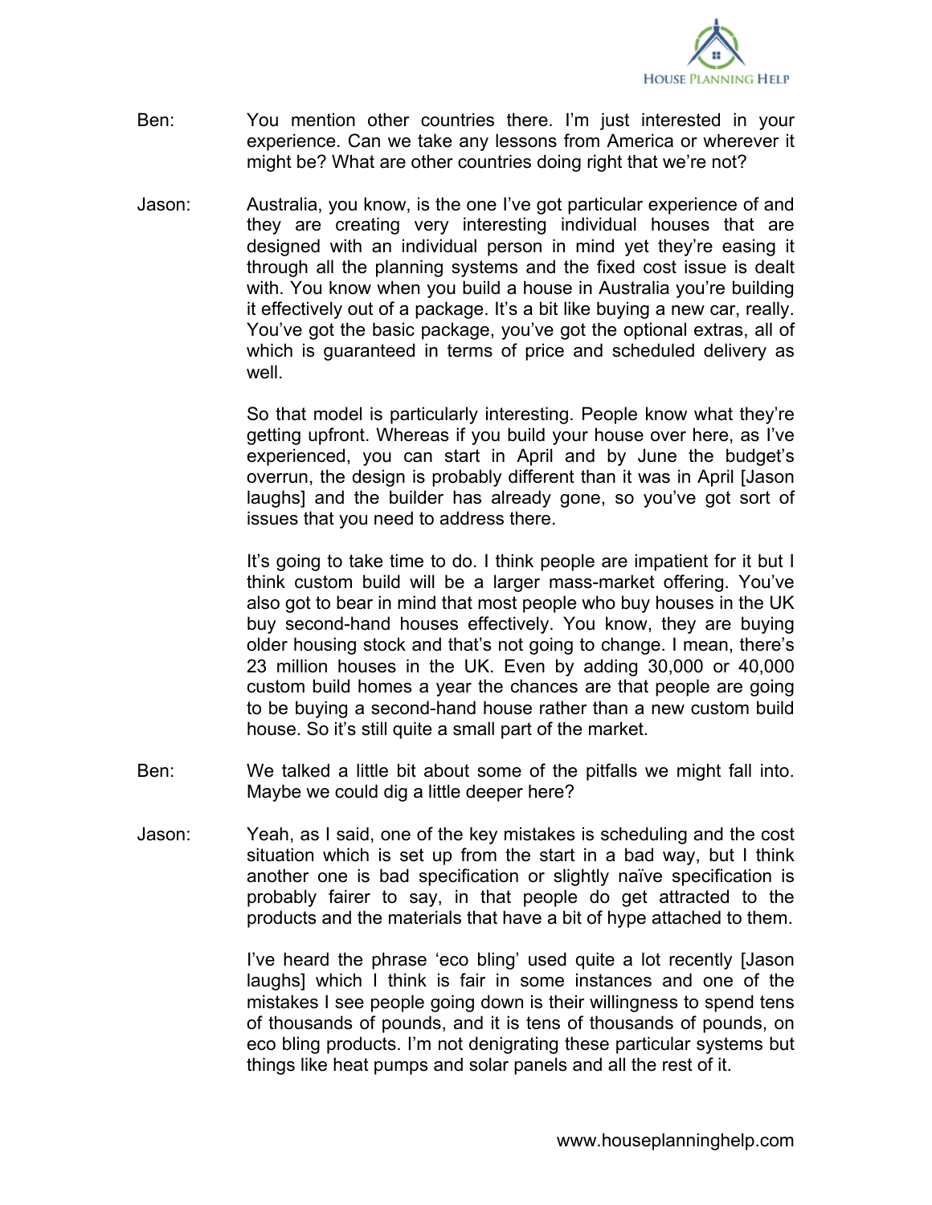Ben: You mention other countries there. I'm just interested in your experience. Can we take any lessons from America or wherever it might be? What are other countries doing right that we're not?

Jason: Australia, you know, is the one I've got particular experience of and they are creating very interesting individual houses that are designed with an individual person in mind yet they're easing it through all the planning systems and the fixed cost issue is dealt with. You know when you build a house in Australia you're building it effectively out of a package. It's a bit like buying a new car, really. You've got the basic package, you've got the optional extras, all of which is guaranteed in terms of price and scheduled delivery as well.

So that model is particularly interesting. People know what they're getting upfront. Whereas if you build your house over here, as I've experienced, you can start in April and by June the budget's overrun, the design is probably different than it was in April [Jason laughs] and the builder has already gone, so you've got sort of issues that you need to address there.

It's going to take time to do. I think people are impatient for it but I think custom build will be a larger mass-market offering. You've also got to bear in mind that most people who buy houses in the UK buy second-hand houses effectively. You know, they are buying older housing stock and that's not going to change. I mean, there's 23 million houses in the UK. Even by adding 30,000 or 40,000 custom build homes a year the chances are that people are going to be buying a second-hand house rather than a new custom build house. So it's still quite a small part of the market.

Ben: We talked a little bit about some of the pitfalls we might fall into. Maybe we could dig a little deeper here?

Jason: Yeah, as I said, one of the key mistakes is scheduling and the cost situation which is set up from the start in a bad way, but I think another one is bad specification or slightly naïve specification is probably fairer to say, in that people do get attracted to the products and the materials that have a bit of hype attached to them.

I've heard the phrase 'eco bling' used quite a lot recently [Jason laughs] which I think is fair in some instances and one of the mistakes I see people going down is their willingness to spend tens of thousands of pounds, and it is tens of thousands of pounds, on eco bling products. I'm not denigrating these particular systems but things like heat pumps and solar panels and all the rest of it.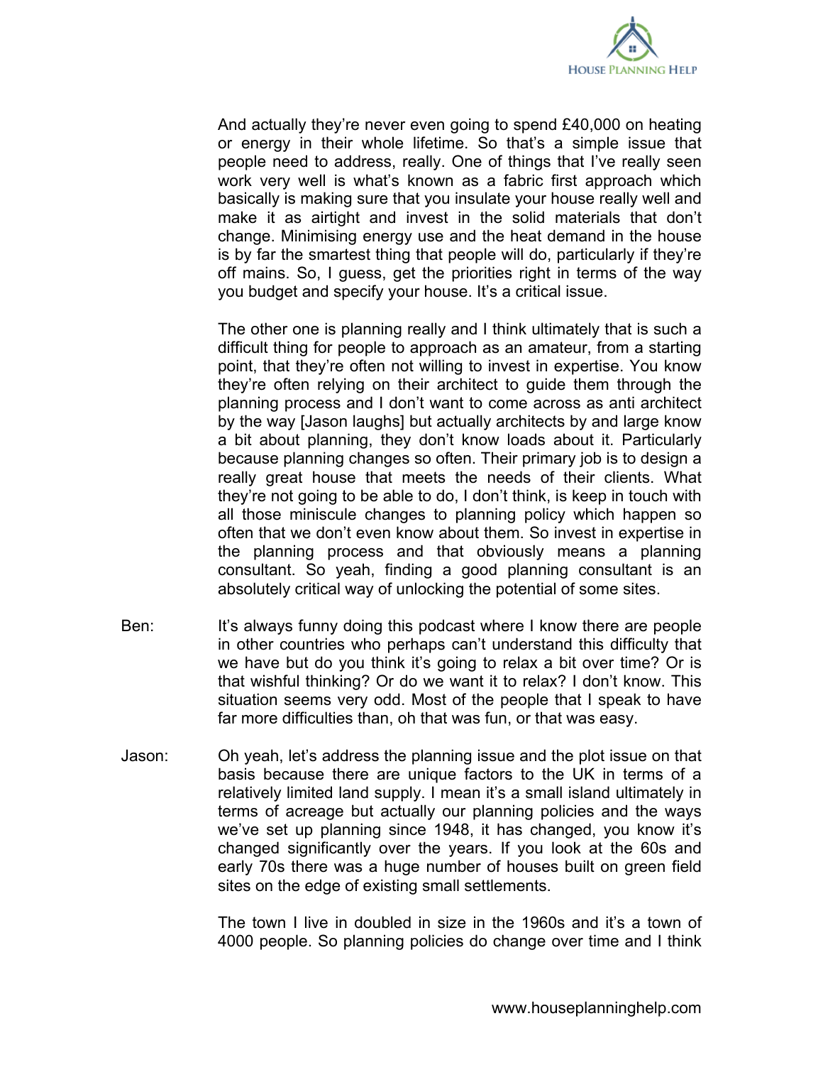And actually they're never even going to spend £40,000 on heating or energy in their whole lifetime. So that's a simple issue that people need to address, really. One of things that I've really seen work very well is what's known as a fabric first approach which basically is making sure that you insulate your house really well and make it as airtight and invest in the solid materials that don't change. Minimising energy use and the heat demand in the house is by far the smartest thing that people will do, particularly if they're off mains. So, I guess, get the priorities right in terms of the way you budget and specify your house. It's a critical issue.

The other one is planning really and I think ultimately that is such a difficult thing for people to approach as an amateur, from a starting point, that they're often not willing to invest in expertise. You know they're often relying on their architect to guide them through the planning process and I don't want to come across as anti architect by the way [Jason laughs] but actually architects by and large know a bit about planning, they don't know loads about it. Particularly because planning changes so often. Their primary job is to design a really great house that meets the needs of their clients. What they're not going to be able to do, I don't think, is keep in touch with all those miniscule changes to planning policy which happen so often that we don't even know about them. So invest in expertise in the planning process and that obviously means a planning consultant. So yeah, finding a good planning consultant is an absolutely critical way of unlocking the potential of some sites.

Ben: It's always funny doing this podcast where I know there are people in other countries who perhaps can't understand this difficulty that we have but do you think it's going to relax a bit over time? Or is that wishful thinking? Or do we want it to relax? I don't know. This situation seems very odd. Most of the people that I speak to have far more difficulties than, oh that was fun, or that was easy.

Jason: Oh yeah, let's address the planning issue and the plot issue on that basis because there are unique factors to the UK in terms of a relatively limited land supply. I mean it's a small island ultimately in terms of acreage but actually our planning policies and the ways we've set up planning since 1948, it has changed, you know it's changed significantly over the years. If you look at the 60s and early 70s there was a huge number of houses built on green field sites on the edge of existing small settlements.

The town I live in doubled in size in the 1960s and it's a town of 4000 people. So planning policies do change over time and I think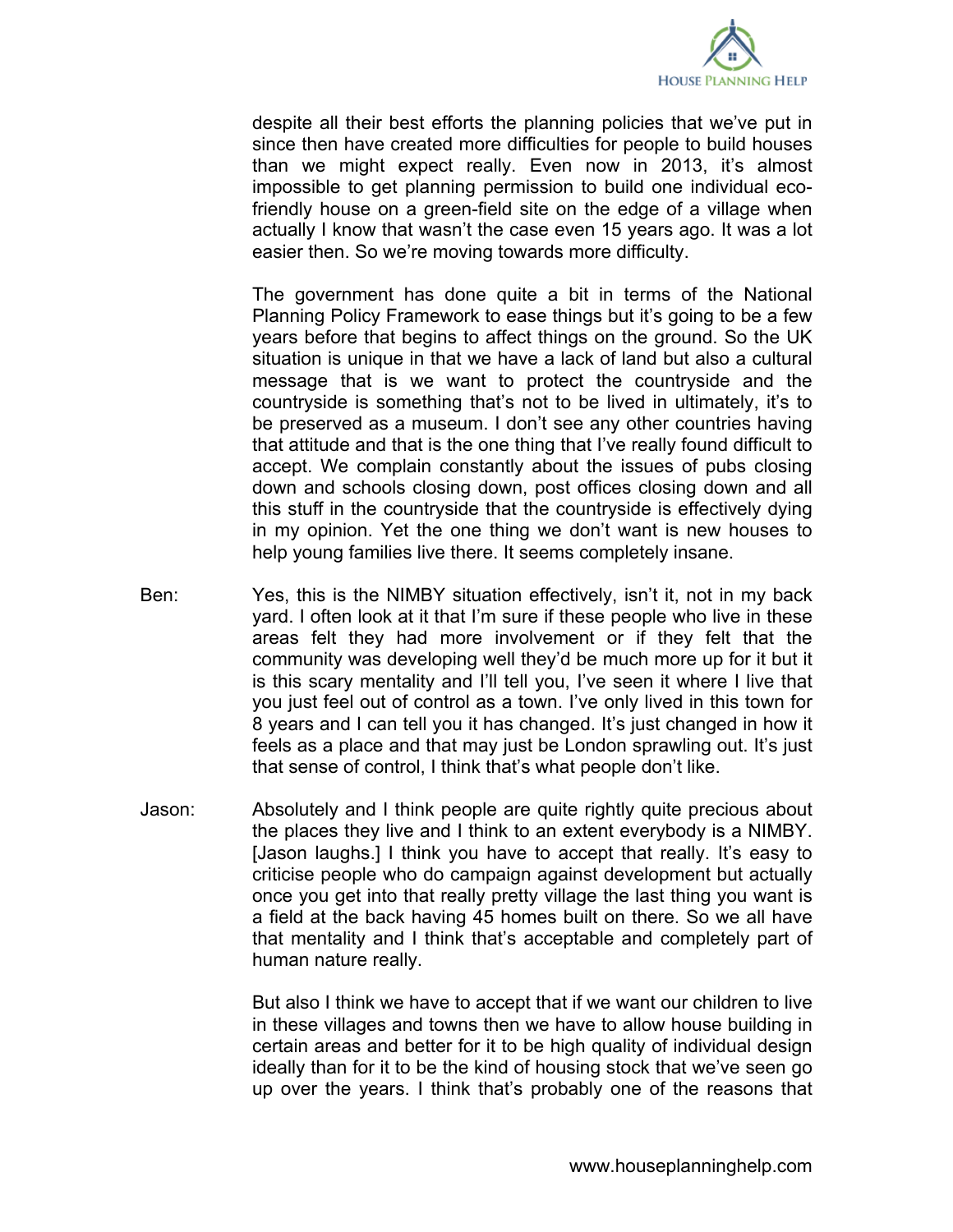despite all their best efforts the planning policies that we've put in since then have created more difficulties for people to build houses than we might expect really. Even now in 2013, it's almost impossible to get planning permission to build one individual eco-friendly house on a green-field site on the edge of a village when actually I know that wasn't the case even 15 years ago. It was a lot easier then. So we're moving towards more difficulty.

The government has done quite a bit in terms of the National Planning Policy Framework to ease things but it's going to be a few years before that begins to affect things on the ground. So the UK situation is unique in that we have a lack of land but also a cultural message that is we want to protect the countryside and the countryside is something that's not to be lived in ultimately, it's to be preserved as a museum. I don't see any other countries having that attitude and that is the one thing that I've really found difficult to accept. We complain constantly about the issues of pubs closing down and schools closing down, post offices closing down and all this stuff in the countryside that the countryside is effectively dying in my opinion. Yet the one thing we don't want is new houses to help young families live there. It seems completely insane.

Ben: Yes, this is the NIMBY situation effectively, isn't it, not in my back yard. I often look at it that I'm sure if these people who live in these areas felt they had more involvement or if they felt that the community was developing well they'd be much more up for it but it is this scary mentality and I'll tell you, I've seen it where I live that you just feel out of control as a town. I've only lived in this town for 8 years and I can tell you it has changed. It's just changed in how it feels as a place and that may just be London sprawling out. It's just that sense of control, I think that's what people don't like.

Jason: Absolutely and I think people are quite rightly quite precious about the places they live and I think to an extent everybody is a NIMBY. [Jason laughs.] I think you have to accept that really. It's easy to criticise people who do campaign against development but actually once you get into that really pretty village the last thing you want is a field at the back having 45 homes built on there. So we all have that mentality and I think that's acceptable and completely part of human nature really.

But also I think we have to accept that if we want our children to live in these villages and towns then we have to allow house building in certain areas and better for it to be high quality of individual design ideally than for it to be the kind of housing stock that we've seen go up over the years. I think that's probably one of the reasons that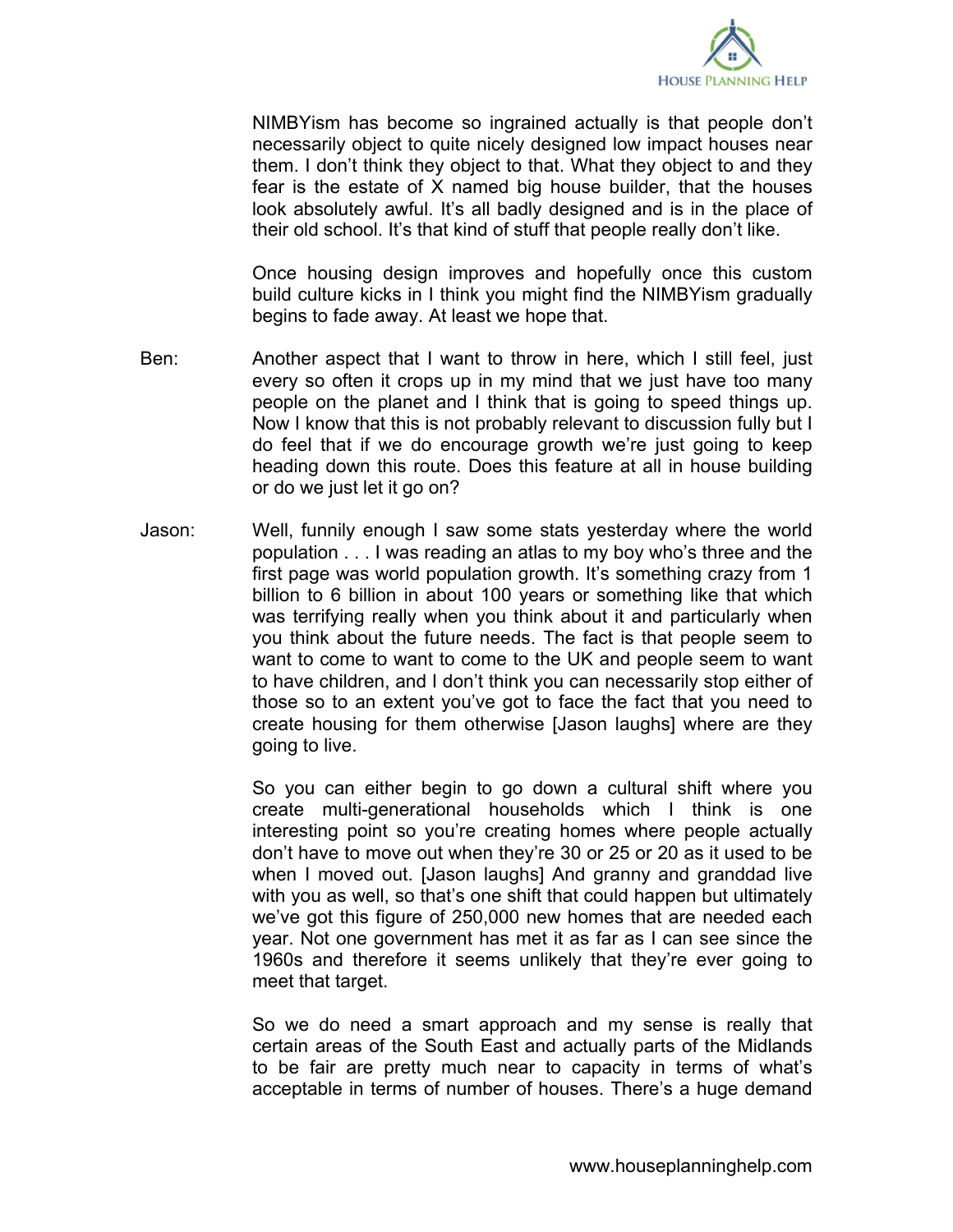NIMBYism has become so ingrained actually is that people don't necessarily object to quite nicely designed low impact houses near them. I don't think they object to that. What they object to and they fear is the estate of X named big house builder, that the houses look absolutely awful. It's all badly designed and is in the place of their old school. It's that kind of stuff that people really don't like.

Once housing design improves and hopefully once this custom build culture kicks in I think you might find the NIMBYism gradually begins to fade away. At least we hope that.

Ben: Another aspect that I want to throw in here, which I still feel, just every so often it crops up in my mind that we just have too many people on the planet and I think that is going to speed things up. Now I know that this is not probably relevant to discussion fully but I do feel that if we do encourage growth we're just going to keep heading down this route. Does this feature at all in house building or do we just let it go on?

Jason: Well, funnily enough I saw some stats yesterday where the world population . . . I was reading an atlas to my boy who's three and the first page was world population growth. It's something crazy from 1 billion to 6 billion in about 100 years or something like that which was terrifying really when you think about it and particularly when you think about the future needs. The fact is that people seem to want to come to want to come to the UK and people seem to want to have children, and I don't think you can necessarily stop either of those so to an extent you've got to face the fact that you need to create housing for them otherwise [Jason laughs] where are they going to live.

So you can either begin to go down a cultural shift where you create multi-generational households which I think is one interesting point so you're creating homes where people actually don't have to move out when they're 30 or 25 or 20 as it used to be when I moved out. [Jason laughs] And granny and granddad live with you as well, so that's one shift that could happen but ultimately we've got this figure of 250,000 new homes that are needed each year. Not one government has met it as far as I can see since the 1960s and therefore it seems unlikely that they're ever going to meet that target.

So we do need a smart approach and my sense is really that certain areas of the South East and actually parts of the Midlands to be fair are pretty much near to capacity in terms of what's acceptable in terms of number of houses. There's a huge demand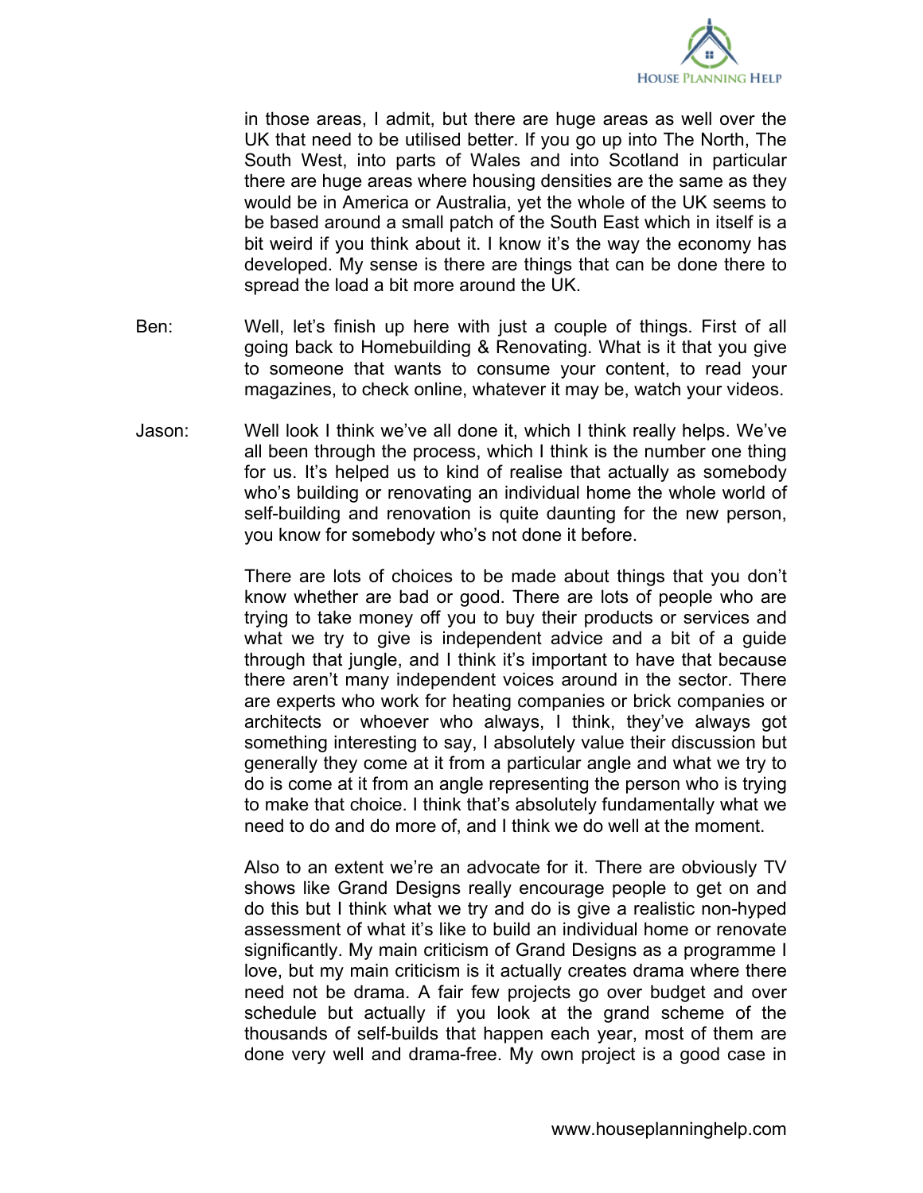in those areas, I admit, but there are huge areas as well over the UK that need to be utilised better. If you go up into The North, The South West, into parts of Wales and into Scotland in particular there are huge areas where housing densities are the same as they would be in America or Australia, yet the whole of the UK seems to be based around a small patch of the South East which in itself is a bit weird if you think about it. I know it's the way the economy has developed. My sense is there are things that can be done there to spread the load a bit more around the UK.

Ben: Well, let's finish up here with just a couple of things. First of all going back to Homebuilding & Renovating. What is it that you give to someone that wants to consume your content, to read your magazines, to check online, whatever it may be, watch your videos.

Jason: Well look I think we've all done it, which I think really helps. We've all been through the process, which I think is the number one thing for us. It's helped us to kind of realise that actually as somebody who's building or renovating an individual home the whole world of self-building and renovation is quite daunting for the new person, you know for somebody who's not done it before.

There are lots of choices to be made about things that you don't know whether are bad or good. There are lots of people who are trying to take money off you to buy their products or services and what we try to give is independent advice and a bit of a guide through that jungle, and I think it's important to have that because there aren't many independent voices around in the sector. There are experts who work for heating companies or brick companies or architects or whoever who always, I think, they've always got something interesting to say, I absolutely value their discussion but generally they come at it from a particular angle and what we try to do is come at it from an angle representing the person who is trying to make that choice. I think that's absolutely fundamentally what we need to do and do more of, and I think we do well at the moment.

Also to an extent we're an advocate for it. There are obviously TV shows like Grand Designs really encourage people to get on and do this but I think what we try and do is give a realistic non-hyped assessment of what it's like to build an individual home or renovate significantly. My main criticism of Grand Designs as a programme I love, but my main criticism is it actually creates drama where there need not be drama. A fair few projects go over budget and over schedule but actually if you look at the grand scheme of the thousands of self-builds that happen each year, most of them are done very well and drama-free. My own project is a good case in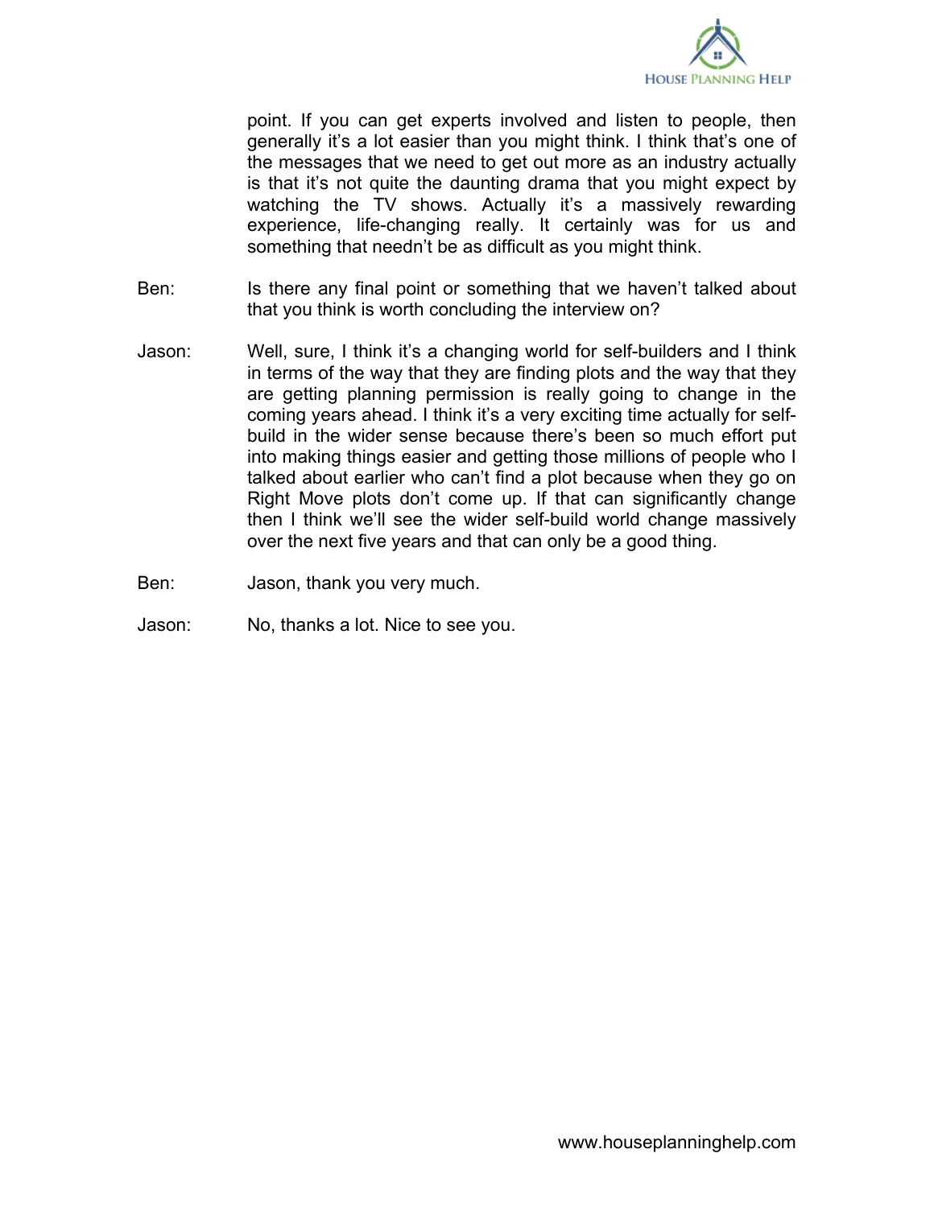point. If you can get experts involved and listen to people, then generally it's a lot easier than you might think. I think that's one of the messages that we need to get out more as an industry actually is that it's not quite the daunting drama that you might expect by watching the TV shows. Actually it's a massively rewarding experience, life-changing really. It certainly was for us and something that needn't be as difficult as you might think.

Ben: Is there any final point or something that we haven't talked about that you think is worth concluding the interview on?

Jason: Well, sure, I think it's a changing world for self-builders and I think in terms of the way that they are finding plots and the way that they are getting planning permission is really going to change in the coming years ahead. I think it's a very exciting time actually for self-build in the wider sense because there's been so much effort put into making things easier and getting those millions of people who I talked about earlier who can't find a plot because when they go on Right Move plots don't come up. If that can significantly change then I think we'll see the wider self-build world change massively over the next five years and that can only be a good thing.

Ben: Jason, thank you very much.

Jason: No, thanks a lot. Nice to see you.